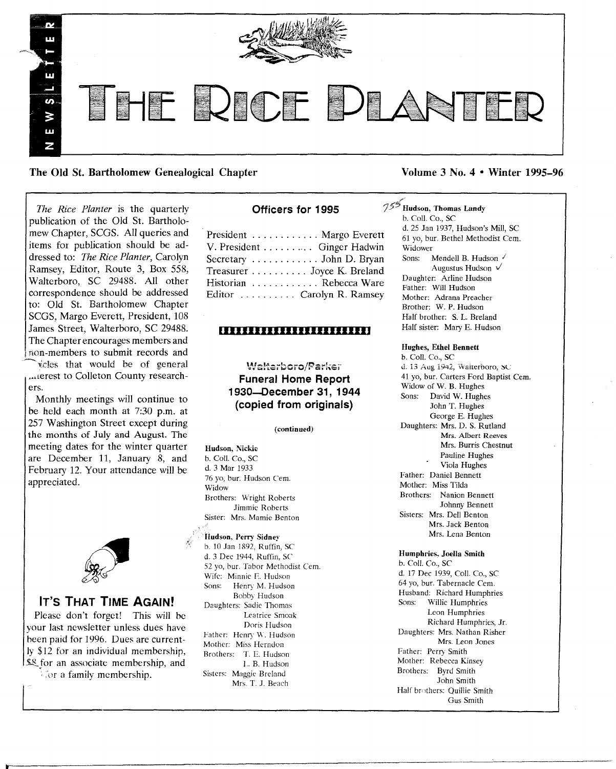# THE RICE PLANTER

NEWSLETTER

**The Old St. Bartholomew Genealogical Chapter** **Volume 3 No. 4 • Winter 1995–96**

*The Rice Planter* is the quarterly publication of the Old St. Bartholomew Chapter, SCGS. All queries and items for publication should be addressed to: *The Rice Planter*, Carolyn Ramsey, Editor, Route 3, Box 558, Walterboro, SC 29488. All other correspondence should be addressed to: Old St. Bartholomew Chapter SCGS, Margo Everett, President, 108 James Street, Walterboro, SC 29488. The Chapter encourages members and non-members to submit records and articles that would be of general interest to Colleton County researchers.

Monthly meetings will continue to be held each month at 7:30 p.m. at 257 Washington Street except during the months of July and August. The meeting dates for the winter quarter are December 11, January 8, and February 12. Your attendance will be appreciated.

## IT'S THAT TIME AGAIN!

Please don't forget! This will be your last newsletter unless dues have been paid for 1996. Dues are currently $12 for an individual membership, $8 for an associate membership, and for a family membership.

## Officers for 1995

President ............ Margo Everett
V. President ......... Ginger Hadwin
Secretary ............ John D. Bryan
Treasurer .......... Joyce K. Breland
Historian ............ Rebecca Ware
Editor .......... Carolyn R. Ramsey

## Walterboro/Parker Funeral Home Report 1930—December 31, 1944 (copied from originals)

(continued)

**Hudson, Nickie**
b. Coll. Co., SC
d. 3 Mar 1933
76 yo, bur. Hudson Cem.
Widow
Brothers: Wright Roberts
Jimmie Roberts
Sister: Mrs. Mamie Benton

**Hudson, Perry Sidney**
b. 10 Jan 1892, Ruffin, SC
d. 3 Dec 1944, Ruffin, SC
52 yo, bur. Tabor Methodist Cem.
Wife: Minnie E. Hudson
Sons: Henry M. Hudson
Bobby Hudson
Daughters: Sadie Thomas
Leatrice Smoak
Doris Hudson
Father: Henry W. Hudson
Mother: Miss Herndon
Brothers: T. E. Hudson
L. B. Hudson
Sisters: Maggie Breland
Mrs. T. J. Beach

755 **Hudson, Thomas Landy**
b. Coll. Co., SC
d. 25 Jan 1937, Hudson's Mill, SC
61 yo, bur. Bethel Methodist Cem.
Widower
Sons: Mendell B. Hudson ✓
Augustus Hudson ✓
Daughter: Arline Hudson
Father: Will Hudson
Mother: Adrana Preacher
Brother: W. P. Hudson
Half brother: S. L. Breland
Half sister: Mary E. Hudson

**Hughes, Ethel Bennett**
b. Coll. Co., SC
d. 13 Aug 1942, Walterboro, SC
41 yo, bur. Carters Ford Baptist Cem.
Widow of W. B. Hughes
Sons: David W. Hughes
John T. Hughes
George E. Hughes
Daughters: Mrs. D. S. Rutland
Mrs. Albert Reeves
Mrs. Burris Chestnut
Pauline Hughes
Viola Hughes
Father: Daniel Bennett
Mother: Miss Tilda
Brothers: Nanion Bennett
Johnny Bennett
Sisters: Mrs. Dell Benton
Mrs. Jack Benton
Mrs. Lena Benton

**Humphries, Joella Smith**
b. Coll. Co., SC
d. 17 Dec 1939, Coll. Co., SC
64 yo, bur. Tabernacle Cem.
Husband: Richard Humphries
Sons: Willie Humphries
Leon Humphries
Richard Humphries, Jr.
Daughters: Mrs. Nathan Risher
Mrs. Leon Jones
Father: Perry Smith
Mother: Rebecca Kinsey
Brothers: Byrd Smith
John Smith
Half brothers: Quillie Smith
Gus Smith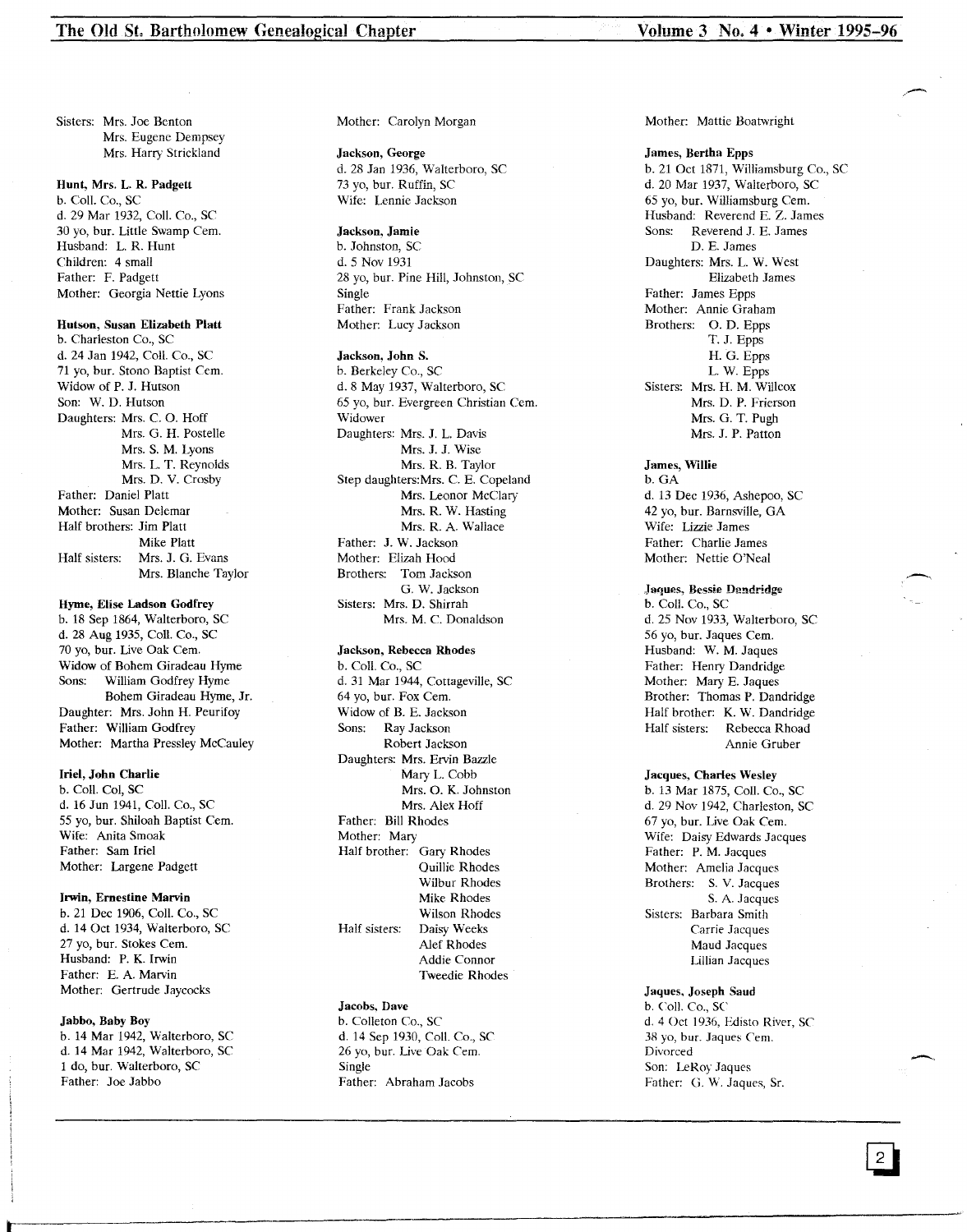Sisters: Mrs. Joe Benton
Mrs. Eugene Dempsey
Mrs. Harry Strickland

**Hunt, Mrs. L. R. Padgett**
b. Coll. Co., SC
d. 29 Mar 1932, Coll. Co., SC
30 yo, bur. Little Swamp Cem.
Husband: L. R. Hunt
Children: 4 small
Father: F. Padgett
Mother: Georgia Nettie Lyons

**Hutson, Susan Elizabeth Platt**
b. Charleston Co., SC
d. 24 Jan 1942, Coll. Co., SC
71 yo, bur. Stono Baptist Cem.
Widow of P. J. Hutson
Son: W. D. Hutson
Daughters: Mrs. C. O. Hoff
Mrs. G. H. Postelle
Mrs. S. M. Lyons
Mrs. L. T. Reynolds
Mrs. D. V. Crosby
Father: Daniel Platt
Mother: Susan Delemar
Half brothers: Jim Platt
Mike Platt
Half sisters: Mrs. J. G. Evans
Mrs. Blanche Taylor

**Hyme, Elise Ladson Godfrey**
b. 18 Sep 1864, Walterboro, SC
d. 28 Aug 1935, Coll. Co., SC
70 yo, bur. Live Oak Cem.
Widow of Bohem Giradeau Hyme
Sons: William Godfrey Hyme
Bohem Giradeau Hyme, Jr.
Daughter: Mrs. John H. Peurifoy
Father: William Godfrey
Mother: Martha Pressley McCauley

**Iriel, John Charlie**
b. Coll. Col, SC
d. 16 Jun 1941, Coll. Co., SC
55 yo, bur. Shiloah Baptist Cem.
Wife: Anita Smoak
Father: Sam Iriel
Mother: Largene Padgett

**Irwin, Ernestine Marvin**
b. 21 Dec 1906, Coll. Co., SC
d. 14 Oct 1934, Walterboro, SC
27 yo, bur. Stokes Cem.
Husband: P. K. Irwin
Father: E. A. Marvin
Mother: Gertrude Jaycocks

**Jabbo, Baby Boy**
b. 14 Mar 1942, Walterboro, SC
d. 14 Mar 1942, Walterboro, SC
1 do, bur. Walterboro, SC
Father: Joe Jabbo
Mother: Carolyn Morgan

**Jackson, George**
d. 28 Jan 1936, Walterboro, SC
73 yo, bur. Ruffin, SC
Wife: Lennie Jackson

**Jackson, Jamie**
b. Johnston, SC
d. 5 Nov 1931
28 yo, bur. Pine Hill, Johnston, SC
Single
Father: Frank Jackson
Mother: Lucy Jackson

**Jackson, John S.**
b. Berkeley Co., SC
d. 8 May 1937, Walterboro, SC
65 yo, bur. Evergreen Christian Cem.
Widower
Daughters: Mrs. J. L. Davis
Mrs. J. J. Wise
Mrs. R. B. Taylor
Step daughters: Mrs. C. E. Copeland
Mrs. Leonor McClary
Mrs. R. W. Hasting
Mrs. R. A. Wallace
Father: J. W. Jackson
Mother: Elizah Hood
Brothers: Tom Jackson
G. W. Jackson
Sisters: Mrs. D. Shirrah
Mrs. M. C. Donaldson

**Jackson, Rebecca Rhodes**
b. Coll. Co., SC
d. 31 Mar 1944, Cottageville, SC
64 yo, bur. Fox Cem.
Widow of B. E. Jackson
Sons: Ray Jackson
Robert Jackson
Daughters: Mrs. Ervin Bazzle
Mary L. Cobb
Mrs. O. K. Johnston
Mrs. Alex Hoff
Father: Bill Rhodes
Mother: Mary
Half brother: Gary Rhodes
Quillie Rhodes
Wilbur Rhodes
Mike Rhodes
Wilson Rhodes
Half sisters: Daisy Weeks
Alef Rhodes
Addie Connor
Tweedie Rhodes

**Jacobs, Dave**
b. Colleton Co., SC
d. 14 Sep 1930, Coll. Co., SC
26 yo, bur. Live Oak Cem.
Single
Father: Abraham Jacobs
Mother: Mattie Boatwright

**James, Bertha Epps**
b. 21 Oct 1871, Williamsburg Co., SC
d. 20 Mar 1937, Walterboro, SC
65 yo, bur. Williamsburg Cem.
Husband: Reverend E. Z. James
Sons: Reverend J. E. James
D. E. James
Daughters: Mrs. L. W. West
Elizabeth James
Father: James Epps
Mother: Annie Graham
Brothers: O. D. Epps
T. J. Epps
H. G. Epps
L. W. Epps
Sisters: Mrs. H. M. Willcox
Mrs. D. P. Frierson
Mrs. G. T. Pugh
Mrs. J. P. Patton

**James, Willie**
b. GA
d. 13 Dec 1936, Ashepoo, SC
42 yo, bur. Barnsville, GA
Wife: Lizzie James
Father: Charlie James
Mother: Nettie O'Neal

**Jaques, Bessie Dandridge**
b. Coll. Co., SC
d. 25 Nov 1933, Walterboro, SC
56 yo, bur. Jaques Cem.
Husband: W. M. Jaques
Father: Henry Dandridge
Mother: Mary E. Jaques
Brother: Thomas P. Dandridge
Half brother: K. W. Dandridge
Half sisters: Rebecca Rhoad
Annie Gruber

**Jacques, Charles Wesley**
b. 13 Mar 1875, Coll. Co., SC
d. 29 Nov 1942, Charleston, SC
67 yo, bur. Live Oak Cem.
Wife: Daisy Edwards Jacques
Father: P. M. Jacques
Mother: Amelia Jacques
Brothers: S. V. Jacques
S. A. Jacques
Sisters: Barbara Smith
Carrie Jacques
Maud Jacques
Lillian Jacques

**Jaques, Joseph Saud**
b. Coll. Co., SC
d. 4 Oct 1936, Edisto River, SC
38 yo, bur. Jaques Cem.
Divorced
Son: LeRoy Jaques
Father: G. W. Jaques, Sr.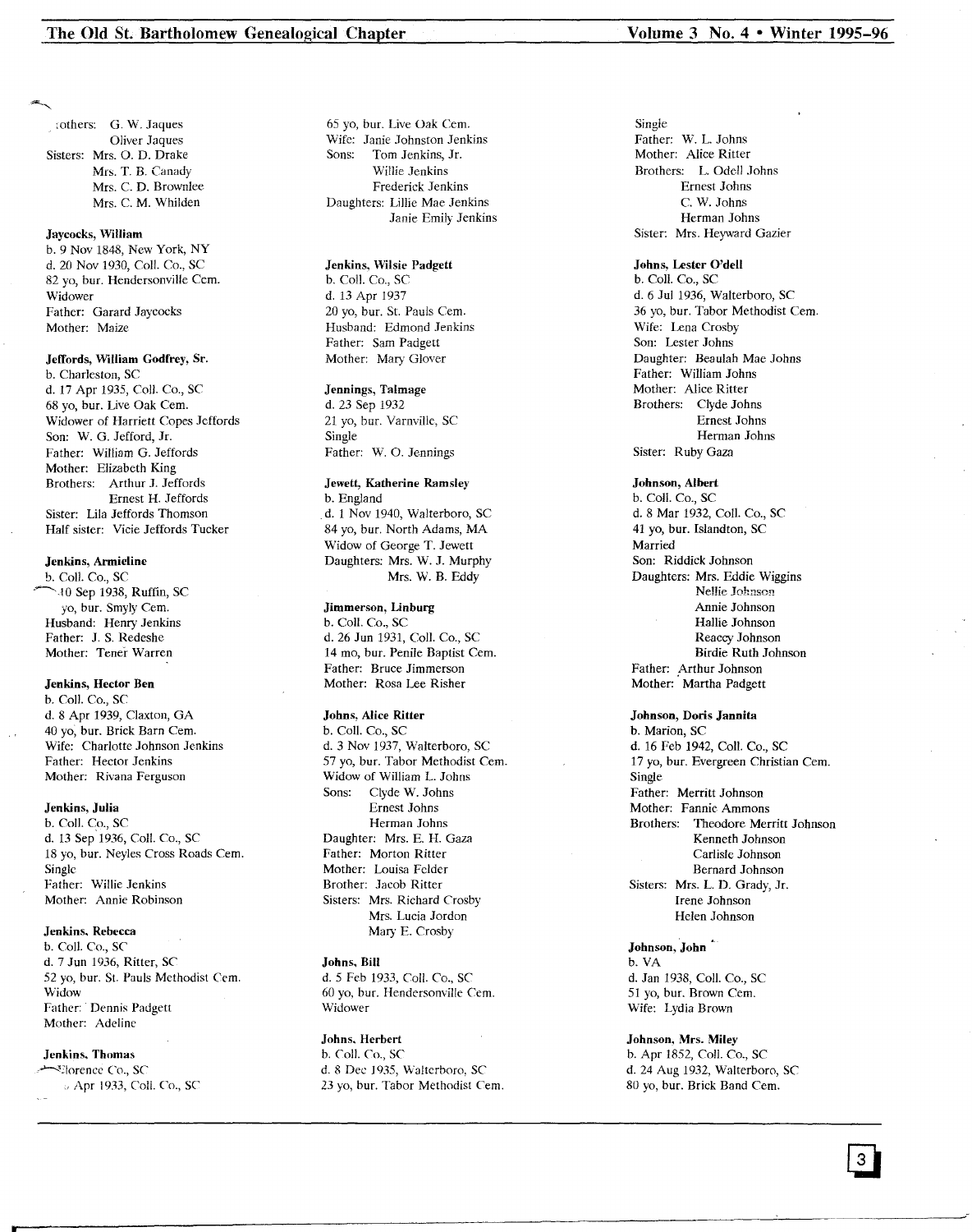Brothers: G. W. Jaques
Oliver Jaques
Sisters: Mrs. O. D. Drake
Mrs. T. B. Canady
Mrs. C. D. Brownlee
Mrs. C. M. Whilden

**Jaycocks, William**
b. 9 Nov 1848, New York, NY
d. 20 Nov 1930, Coll. Co., SC
82 yo, bur. Hendersonville Cem.
Widower
Father: Garard Jaycocks
Mother: Maize

**Jeffords, William Godfrey, Sr.**
b. Charleston, SC
d. 17 Apr 1935, Coll. Co., SC
68 yo, bur. Live Oak Cem.
Widower of Harriett Copes Jeffords
Son: W. G. Jefford, Jr.
Father: William G. Jeffords
Mother: Elizabeth King
Brothers: Arthur J. Jeffords
Ernest H. Jeffords
Sister: Lila Jeffords Thomson
Half sister: Vicie Jeffords Tucker

**Jenkins, Armieline**
b. Coll. Co., SC
d. 10 Sep 1938, Ruffin, SC
yo, bur. Smyly Cem.
Husband: Henry Jenkins
Father: J. S. Redeshe
Mother: Tener Warren

**Jenkins, Hector Ben**
b. Coll. Co., SC
d. 8 Apr 1939, Claxton, GA
40 yo, bur. Brick Barn Cem.
Wife: Charlotte Johnson Jenkins
Father: Hector Jenkins
Mother: Rivana Ferguson

**Jenkins, Julia**
b. Coll. Co., SC
d. 13 Sep 1936, Coll. Co., SC
18 yo, bur. Neyles Cross Roads Cem.
Single
Father: Willie Jenkins
Mother: Annie Robinson

**Jenkins, Rebecca**
b. Coll. Co., SC
d. 7 Jun 1936, Ritter, SC
52 yo, bur. St. Pauls Methodist Cem.
Widow
Father: Dennis Padgett
Mother: Adeline

**Jenkins, Thomas**
b. Florence Co., SC
d. Apr 1933, Coll. Co., SC
65 yo, bur. Live Oak Cem.
Wife: Janie Johnston Jenkins
Sons: Tom Jenkins, Jr.
Willie Jenkins
Frederick Jenkins
Daughters: Lillie Mae Jenkins
Janie Emily Jenkins

**Jenkins, Wilsie Padgett**
b. Coll. Co., SC
d. 13 Apr 1937
20 yo, bur. St. Pauls Cem.
Husband: Edmond Jenkins
Father: Sam Padgett
Mother: Mary Glover

**Jennings, Talmage**
d. 23 Sep 1932
21 yo, bur. Varnville, SC
Single
Father: W. O. Jennings

**Jewett, Katherine Ramsley**
b. England
d. 1 Nov 1940, Walterboro, SC
84 yo, bur. North Adams, MA
Widow of George T. Jewett
Daughters: Mrs. W. J. Murphy
Mrs. W. B. Eddy

**Jimmerson, Linburg**
b. Coll. Co., SC
d. 26 Jun 1931, Coll. Co., SC
14 mo, bur. Penile Baptist Cem.
Father: Bruce Jimmerson
Mother: Rosa Lee Risher

**Johns, Alice Ritter**
b. Coll. Co., SC
d. 3 Nov 1937, Walterboro, SC
57 yo, bur. Tabor Methodist Cem.
Widow of William L. Johns
Sons: Clyde W. Johns
Ernest Johns
Herman Johns
Daughter: Mrs. E. H. Gaza
Father: Morton Ritter
Mother: Louisa Felder
Brother: Jacob Ritter
Sisters: Mrs. Richard Crosby
Mrs. Lucia Jordon
Mary E. Crosby

**Johns, Bill**
d. 5 Feb 1933, Coll. Co., SC
60 yo, bur. Hendersonville Cem.
Widower

**Johns, Herbert**
b. Coll. Co., SC
d. 8 Dec 1935, Walterboro, SC
23 yo, bur. Tabor Methodist Cem.
Single
Father: W. L. Johns
Mother: Alice Ritter
Brothers: L. Odell Johns
Ernest Johns
C. W. Johns
Herman Johns
Sister: Mrs. Heyward Gazier

**Johns, Lester O'dell**
b. Coll. Co., SC
d. 6 Jul 1936, Walterboro, SC
36 yo, bur. Tabor Methodist Cem.
Wife: Lena Crosby
Son: Lester Johns
Daughter: Beaulah Mae Johns
Father: William Johns
Mother: Alice Ritter
Brothers: Clyde Johns
Ernest Johns
Herman Johns
Sister: Ruby Gaza

**Johnson, Albert**
b. Coll. Co., SC
d. 8 Mar 1932, Coll. Co., SC
41 yo, bur. Islandton, SC
Married
Son: Riddick Johnson
Daughters: Mrs. Eddie Wiggins
Nellie Johnson
Annie Johnson
Hallie Johnson
Reaccy Johnson
Birdie Ruth Johnson
Father: Arthur Johnson
Mother: Martha Padgett

**Johnson, Doris Jannita**
b. Marion, SC
d. 16 Feb 1942, Coll. Co., SC
17 yo, bur. Evergreen Christian Cem.
Single
Father: Merritt Johnson
Mother: Fannie Ammons
Brothers: Theodore Merritt Johnson
Kenneth Johnson
Carlisle Johnson
Bernard Johnson
Sisters: Mrs. L. D. Grady, Jr.
Irene Johnson
Helen Johnson

**Johnson, John**
b. VA
d. Jan 1938, Coll. Co., SC
51 yo, bur. Brown Cem.
Wife: Lydia Brown

**Johnson, Mrs. Miley**
b. Apr 1852, Coll. Co., SC
d. 24 Aug 1932, Walterboro, SC
80 yo, bur. Brick Band Cem.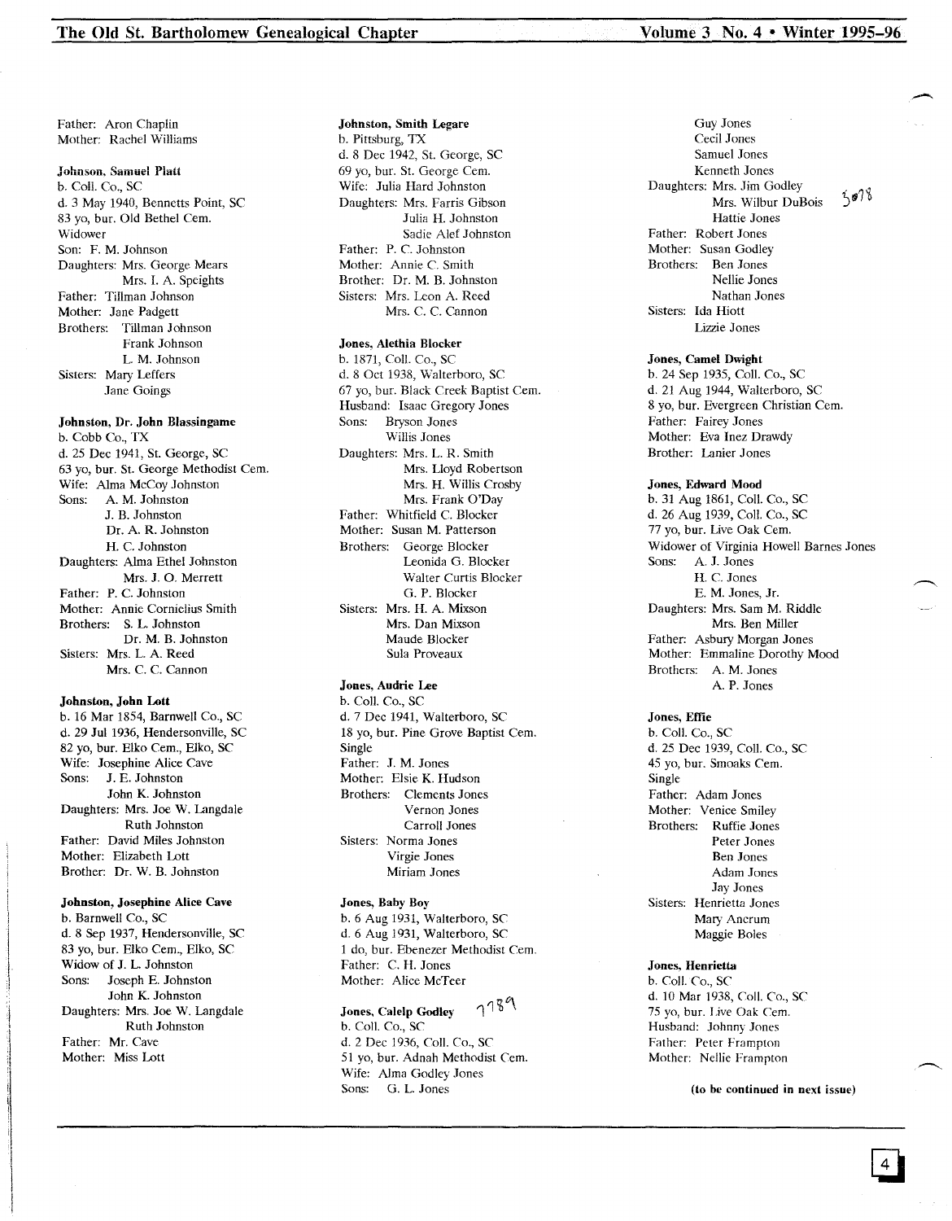Father: Aron Chaplin
Mother: Rachel Williams

**Johnson, Samuel Platt**
b. Coll. Co., SC
d. 3 May 1940, Bennetts Point, SC
83 yo, bur. Old Bethel Cem.
Widower
Son: F. M. Johnson
Daughters: Mrs. George Mears
Mrs. I. A. Speights
Father: Tillman Johnson
Mother: Jane Padgett
Brothers: Tillman Johnson
Frank Johnson
L. M. Johnson
Sisters: Mary Leffers
Jane Goings

**Johnston, Dr. John Blassingame**
b. Cobb Co., TX
d. 25 Dec 1941, St. George, SC
63 yo, bur. St. George Methodist Cem.
Wife: Alma McCoy Johnston
Sons: A. M. Johnston
J. B. Johnston
Dr. A. R. Johnston
H. C. Johnston
Daughters: Alma Ethel Johnston
Mrs. J. O. Merrett
Father: P. C. Johnston
Mother: Annie Cornicilus Smith
Brothers: S. L. Johnston
Dr. M. B. Johnston
Sisters: Mrs. L. A. Reed
Mrs. C. C. Cannon

**Johnston, John Lott**
b. 16 Mar 1854, Barnwell Co., SC
d. 29 Jul 1936, Hendersonville, SC
82 yo, bur. Elko Cem., Elko, SC
Wife: Josephine Alice Cave
Sons: J. E. Johnston
John K. Johnston
Daughters: Mrs. Joe W. Langdale
Ruth Johnston
Father: David Miles Johnston
Mother: Elizabeth Lott
Brother: Dr. W. B. Johnston

**Johnston, Josephine Alice Cave**
b. Barnwell Co., SC
d. 8 Sep 1937, Hendersonville, SC
83 yo, bur. Elko Cem., Elko, SC
Widow of J. L. Johnston
Sons: Joseph E. Johnston
John K. Johnston
Daughters: Mrs. Joe W. Langdale
Ruth Johnston
Father: Mr. Cave
Mother: Miss Lott

**Johnston, Smith Legare**
b. Pittsburg, TX
d. 8 Dec 1942, St. George, SC
69 yo, bur. St. George Cem.
Wife: Julia Hard Johnston
Daughters: Mrs. Farris Gibson
Julia H. Johnston
Sadie Alef Johnston
Father: P. C. Johnston
Mother: Annie C. Smith
Brother: Dr. M. B. Johnston
Sisters: Mrs. Leon A. Reed
Mrs. C. C. Cannon

**Jones, Alethia Blocker**
b. 1871, Coll. Co., SC
d. 8 Oct 1938, Walterboro, SC
67 yo, bur. Black Creek Baptist Cem.
Husband: Isaac Gregory Jones
Sons: Bryson Jones
Willis Jones
Daughters: Mrs. L. R. Smith
Mrs. Lloyd Robertson
Mrs. H. Willis Crosby
Mrs. Frank O'Day
Father: Whitfield C. Blocker
Mother: Susan M. Patterson
Brothers: George Blocker
Leonida G. Blocker
Walter Curtis Blocker
G. P. Blocker
Sisters: Mrs. H. A. Mixson
Mrs. Dan Mixson
Maude Blocker
Sula Proveaux

**Jones, Audrie Lee**
b. Coll. Co., SC
d. 7 Dec 1941, Walterboro, SC
18 yo, bur. Pine Grove Baptist Cem.
Single
Father: J. M. Jones
Mother: Elsie K. Hudson
Brothers: Clements Jones
Vernon Jones
Carroll Jones
Sisters: Norma Jones
Virgie Jones
Miriam Jones

**Jones, Baby Boy**
b. 6 Aug 1931, Walterboro, SC
d. 6 Aug 1931, Walterboro, SC
1 do, bur. Ebenezer Methodist Cem.
Father: C. H. Jones
Mother: Alice McTeer

**Jones, Calelp Godley** 7789
b. Coll. Co., SC
d. 2 Dec 1936, Coll. Co., SC
51 yo, bur. Adnah Methodist Cem.
Wife: Alma Godley Jones
Sons: G. L. Jones
Guy Jones
Cecil Jones
Samuel Jones
Kenneth Jones
Daughters: Mrs. Jim Godley
Mrs. Wilbur DuBois 5078
Hattie Jones
Father: Robert Jones
Mother: Susan Godley
Brothers: Ben Jones
Nellie Jones
Nathan Jones
Sisters: Ida Hiott
Lizzie Jones

**Jones, Camel Dwight**
b. 24 Sep 1935, Coll. Co., SC
d. 21 Aug 1944, Walterboro, SC
8 yo, bur. Evergreen Christian Cem.
Father: Fairey Jones
Mother: Eva Inez Drawdy
Brother: Lanier Jones

**Jones, Edward Mood**
b. 31 Aug 1861, Coll. Co., SC
d. 26 Aug 1939, Coll. Co., SC
77 yo, bur. Live Oak Cem.
Widower of Virginia Howell Barnes Jones
Sons: A. J. Jones
H. C. Jones
E. M. Jones, Jr.
Daughters: Mrs. Sam M. Riddle
Mrs. Ben Miller
Father: Asbury Morgan Jones
Mother: Emmaline Dorothy Mood
Brothers: A. M. Jones
A. P. Jones

**Jones, Effie**
b. Coll. Co., SC
d. 25 Dec 1939, Coll. Co., SC
45 yo, bur. Smoaks Cem.
Single
Father: Adam Jones
Mother: Venice Smiley
Brothers: Ruffie Jones
Peter Jones
Ben Jones
Adam Jones
Jay Jones
Sisters: Henrietta Jones
Mary Ancrum
Maggie Boles

**Jones, Henrietta**
b. Coll. Co., SC
d. 10 Mar 1938, Coll. Co., SC
75 yo, bur. Live Oak Cem.
Husband: Johnny Jones
Father: Peter Frampton
Mother: Nellie Frampton

**(to be continued in next issue)**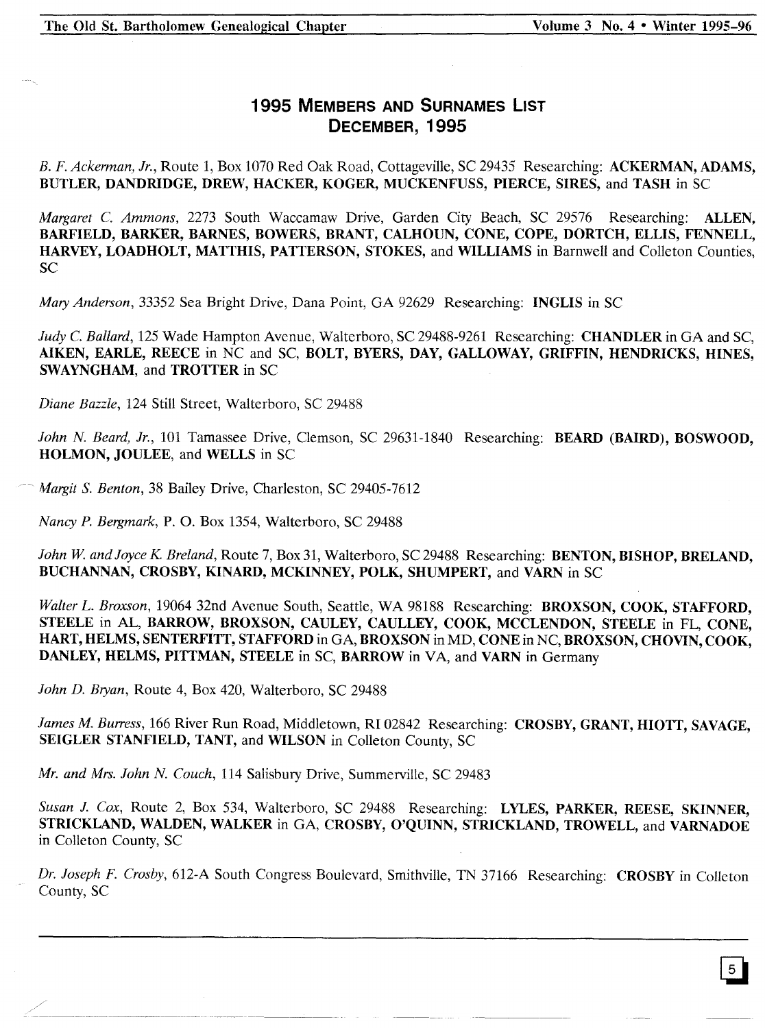## 1995 MEMBERS AND SURNAMES LIST
## DECEMBER, 1995

*B. F. Ackerman, Jr.*, Route 1, Box 1070 Red Oak Road, Cottageville, SC 29435 Researching: **ACKERMAN, ADAMS, BUTLER, DANDRIDGE, DREW, HACKER, KOGER, MUCKENFUSS, PIERCE, SIRES,** and **TASH** in SC

*Margaret C. Ammons*, 2273 South Waccamaw Drive, Garden City Beach, SC 29576 Researching: **ALLEN, BARFIELD, BARKER, BARNES, BOWERS, BRANT, CALHOUN, CONE, COPE, DORTCH, ELLIS, FENNELL, HARVEY, LOADHOLT, MATTHIS, PATTERSON, STOKES,** and **WILLIAMS** in Barnwell and Colleton Counties, SC

*Mary Anderson*, 33352 Sea Bright Drive, Dana Point, GA 92629 Researching: **INGLIS** in SC

*Judy C. Ballard*, 125 Wade Hampton Avenue, Walterboro, SC 29488-9261 Researching: **CHANDLER** in GA and SC, **AIKEN, EARLE, REECE** in NC and SC, **BOLT, BYERS, DAY, GALLOWAY, GRIFFIN, HENDRICKS, HINES, SWAYNGHAM,** and **TROTTER** in SC

*Diane Bazzle*, 124 Still Street, Walterboro, SC 29488

*John N. Beard, Jr.*, 101 Tamassee Drive, Clemson, SC 29631-1840 Researching: **BEARD (BAIRD), BOSWOOD, HOLMON, JOULEE,** and **WELLS** in SC

*Margit S. Benton*, 38 Bailey Drive, Charleston, SC 29405-7612

*Nancy P. Bergmark*, P. O. Box 1354, Walterboro, SC 29488

*John W. and Joyce K. Breland*, Route 7, Box 31, Walterboro, SC 29488 Researching: **BENTON, BISHOP, BRELAND, BUCHANNAN, CROSBY, KINARD, MCKINNEY, POLK, SHUMPERT,** and **VARN** in SC

*Walter L. Broxson*, 19064 32nd Avenue South, Seattle, WA 98188 Researching: **BROXSON, COOK, STAFFORD, STEELE** in AL, **BARROW, BROXSON, CAULEY, CAULLEY, COOK, MCCLENDON, STEELE** in FL, **CONE, HART, HELMS, SENTERFITT, STAFFORD** in GA, **BROXSON** in MD, **CONE** in NC, **BROXSON, CHOVIN, COOK, DANLEY, HELMS, PITTMAN, STEELE** in SC, **BARROW** in VA, and **VARN** in Germany

*John D. Bryan*, Route 4, Box 420, Walterboro, SC 29488

*James M. Burress*, 166 River Run Road, Middletown, RI 02842 Researching: **CROSBY, GRANT, HIOTT, SAVAGE, SEIGLER STANFIELD, TANT,** and **WILSON** in Colleton County, SC

*Mr. and Mrs. John N. Couch*, 114 Salisbury Drive, Summerville, SC 29483

*Susan J. Cox*, Route 2, Box 534, Walterboro, SC 29488 Researching: **LYLES, PARKER, REESE, SKINNER, STRICKLAND, WALDEN, WALKER** in GA, **CROSBY, O'QUINN, STRICKLAND, TROWELL,** and **VARNADOE** in Colleton County, SC

*Dr. Joseph F. Crosby*, 612-A South Congress Boulevard, Smithville, TN 37166 Researching: **CROSBY** in Colleton County, SC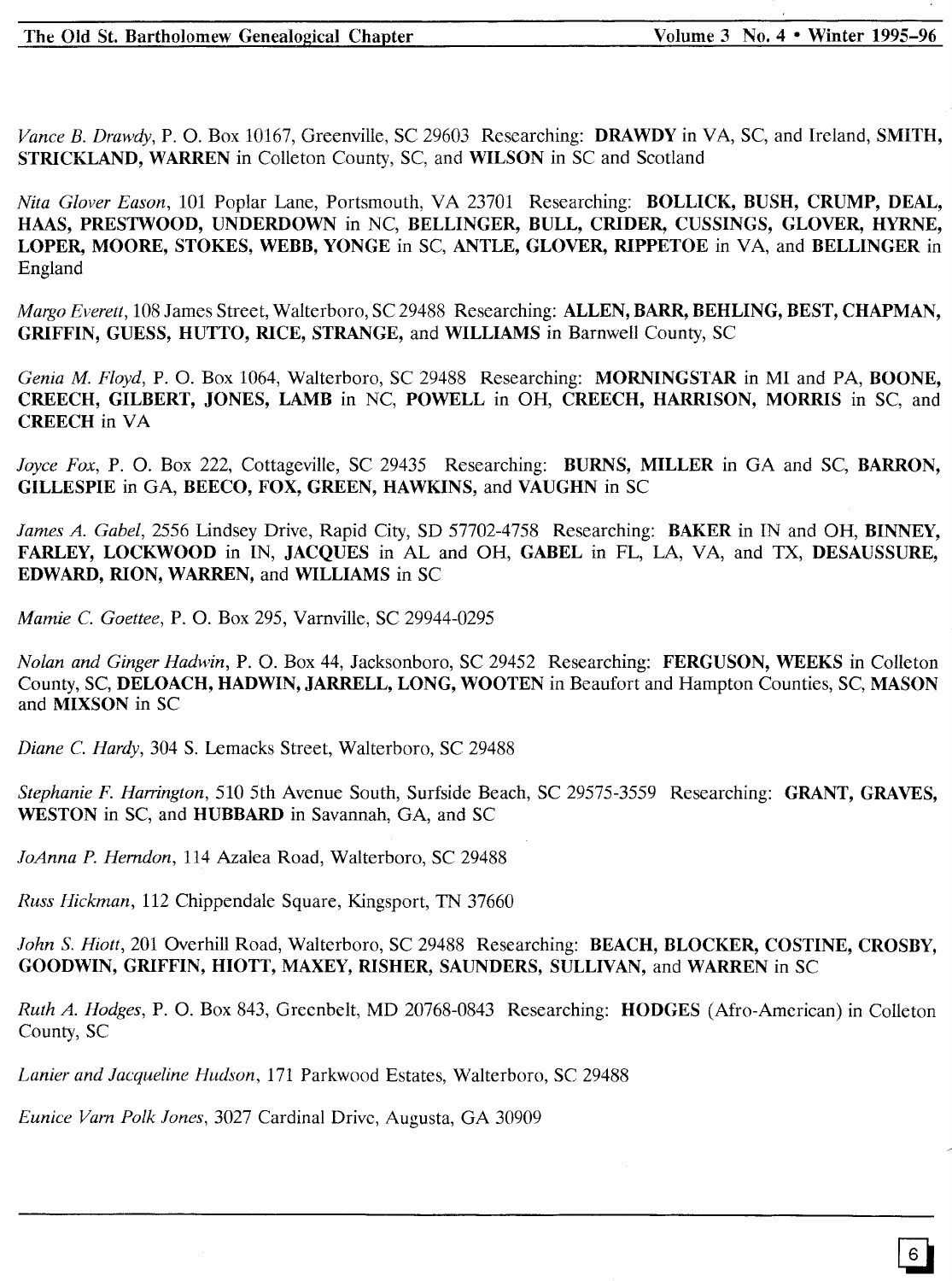*Vance B. Drawdy*, P. O. Box 10167, Greenville, SC 29603 Researching: **DRAWDY** in VA, SC, and Ireland, **SMITH, STRICKLAND, WARREN** in Colleton County, SC, and **WILSON** in SC and Scotland

*Nita Glover Eason*, 101 Poplar Lane, Portsmouth, VA 23701 Researching: **BOLLICK, BUSH, CRUMP, DEAL, HAAS, PRESTWOOD, UNDERDOWN** in NC, **BELLINGER, BULL, CRIDER, CUSSINGS, GLOVER, HYRNE, LOPER, MOORE, STOKES, WEBB, YONGE** in SC, **ANTLE, GLOVER, RIPPETOE** in VA, and **BELLINGER** in England

*Margo Everett*, 108 James Street, Walterboro, SC 29488 Researching: **ALLEN, BARR, BEHLING, BEST, CHAPMAN, GRIFFIN, GUESS, HUTTO, RICE, STRANGE,** and **WILLIAMS** in Barnwell County, SC

*Genia M. Floyd*, P. O. Box 1064, Walterboro, SC 29488 Researching: **MORNINGSTAR** in MI and PA, **BOONE, CREECH, GILBERT, JONES, LAMB** in NC, **POWELL** in OH, **CREECH, HARRISON, MORRIS** in SC, and **CREECH** in VA

*Joyce Fox*, P. O. Box 222, Cottageville, SC 29435 Researching: **BURNS, MILLER** in GA and SC, **BARRON, GILLESPIE** in GA, **BEECO, FOX, GREEN, HAWKINS,** and **VAUGHN** in SC

*James A. Gabel*, 2556 Lindsey Drive, Rapid City, SD 57702-4758 Researching: **BAKER** in IN and OH, **BINNEY, FARLEY, LOCKWOOD** in IN, **JACQUES** in AL and OH, **GABEL** in FL, LA, VA, and TX, **DESAUSSURE, EDWARD, RION, WARREN,** and **WILLIAMS** in SC

*Mamie C. Goettee*, P. O. Box 295, Varnville, SC 29944-0295

*Nolan and Ginger Hadwin*, P. O. Box 44, Jacksonboro, SC 29452 Researching: **FERGUSON, WEEKS** in Colleton County, SC, **DELOACH, HADWIN, JARRELL, LONG, WOOTEN** in Beaufort and Hampton Counties, SC, **MASON** and **MIXSON** in SC

*Diane C. Hardy*, 304 S. Lemacks Street, Walterboro, SC 29488

*Stephanie F. Harrington*, 510 5th Avenue South, Surfside Beach, SC 29575-3559 Researching: **GRANT, GRAVES, WESTON** in SC, and **HUBBARD** in Savannah, GA, and SC

*JoAnna P. Herndon*, 114 Azalea Road, Walterboro, SC 29488

*Russ Hickman*, 112 Chippendale Square, Kingsport, TN 37660

*John S. Hiott*, 201 Overhill Road, Walterboro, SC 29488 Researching: **BEACH, BLOCKER, COSTINE, CROSBY, GOODWIN, GRIFFIN, HIOTT, MAXEY, RISHER, SAUNDERS, SULLIVAN,** and **WARREN** in SC

*Ruth A. Hodges*, P. O. Box 843, Greenbelt, MD 20768-0843 Researching: **HODGES** (Afro-American) in Colleton County, SC

*Lanier and Jacqueline Hudson*, 171 Parkwood Estates, Walterboro, SC 29488

*Eunice Varn Polk Jones*, 3027 Cardinal Drive, Augusta, GA 30909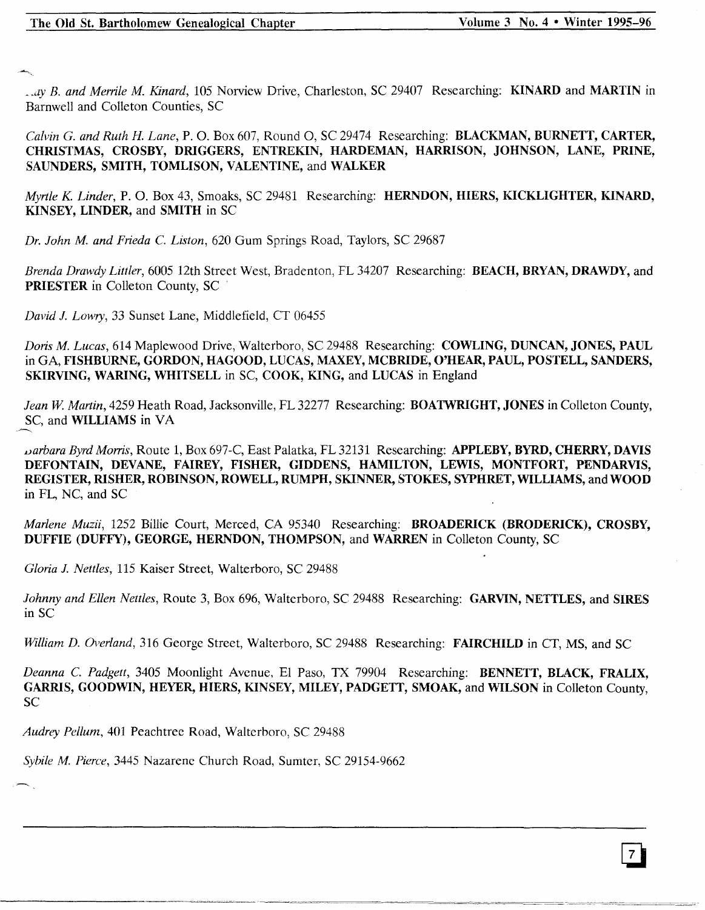*..ay B. and Merrile M. Kinard*, 105 Norview Drive, Charleston, SC 29407 Researching: **KINARD** and **MARTIN** in Barnwell and Colleton Counties, SC

*Calvin G. and Ruth H. Lane*, P. O. Box 607, Round O, SC 29474 Researching: **BLACKMAN, BURNETT, CARTER, CHRISTMAS, CROSBY, DRIGGERS, ENTREKIN, HARDEMAN, HARRISON, JOHNSON, LANE, PRINE, SAUNDERS, SMITH, TOMLISON, VALENTINE,** and **WALKER**

*Myrtle K. Linder*, P. O. Box 43, Smoaks, SC 29481 Researching: **HERNDON, HIERS, KICKLIGHTER, KINARD, KINSEY, LINDER,** and **SMITH** in SC

*Dr. John M. and Frieda C. Liston*, 620 Gum Springs Road, Taylors, SC 29687

*Brenda Drawdy Littler*, 6005 12th Street West, Bradenton, FL 34207 Researching: **BEACH, BRYAN, DRAWDY,** and **PRIESTER** in Colleton County, SC

*David J. Lowry*, 33 Sunset Lane, Middlefield, CT 06455

*Doris M. Lucas*, 614 Maplewood Drive, Walterboro, SC 29488 Researching: **COWLING, DUNCAN, JONES, PAUL** in GA, **FISHBURNE, GORDON, HAGOOD, LUCAS, MAXEY, MCBRIDE, O'HEAR, PAUL, POSTELL, SANDERS, SKIRVING, WARING, WHITSELL** in SC, **COOK, KING,** and **LUCAS** in England

*Jean W. Martin*, 4259 Heath Road, Jacksonville, FL 32277 Researching: **BOATWRIGHT, JONES** in Colleton County, SC, and **WILLIAMS** in VA

*Barbara Byrd Morris*, Route 1, Box 697-C, East Palatka, FL 32131 Researching: **APPLEBY, BYRD, CHERRY, DAVIS DEFONTAIN, DEVANE, FAIREY, FISHER, GIDDENS, HAMILTON, LEWIS, MONTFORT, PENDARVIS, REGISTER, RISHER, ROBINSON, ROWELL, RUMPH, SKINNER, STOKES, SYPHRET, WILLIAMS,** and **WOOD** in FL, NC, and SC

*Marlene Muzii*, 1252 Billie Court, Merced, CA 95340 Researching: **BROADERICK (BRODERICK), CROSBY, DUFFIE (DUFFY), GEORGE, HERNDON, THOMPSON,** and **WARREN** in Colleton County, SC

*Gloria J. Nettles*, 115 Kaiser Street, Walterboro, SC 29488

*Johnny and Ellen Nettles*, Route 3, Box 696, Walterboro, SC 29488 Researching: **GARVIN, NETTLES,** and **SIRES** in SC

*William D. Overland*, 316 George Street, Walterboro, SC 29488 Researching: **FAIRCHILD** in CT, MS, and SC

*Deanna C. Padgett*, 3405 Moonlight Avenue, El Paso, TX 79904 Researching: **BENNETT, BLACK, FRALIX, GARRIS, GOODWIN, HEYER, HIERS, KINSEY, MILEY, PADGETT, SMOAK,** and **WILSON** in Colleton County, SC

*Audrey Pellum*, 401 Peachtree Road, Walterboro, SC 29488

*Sybile M. Pierce*, 3445 Nazarene Church Road, Sumter, SC 29154-9662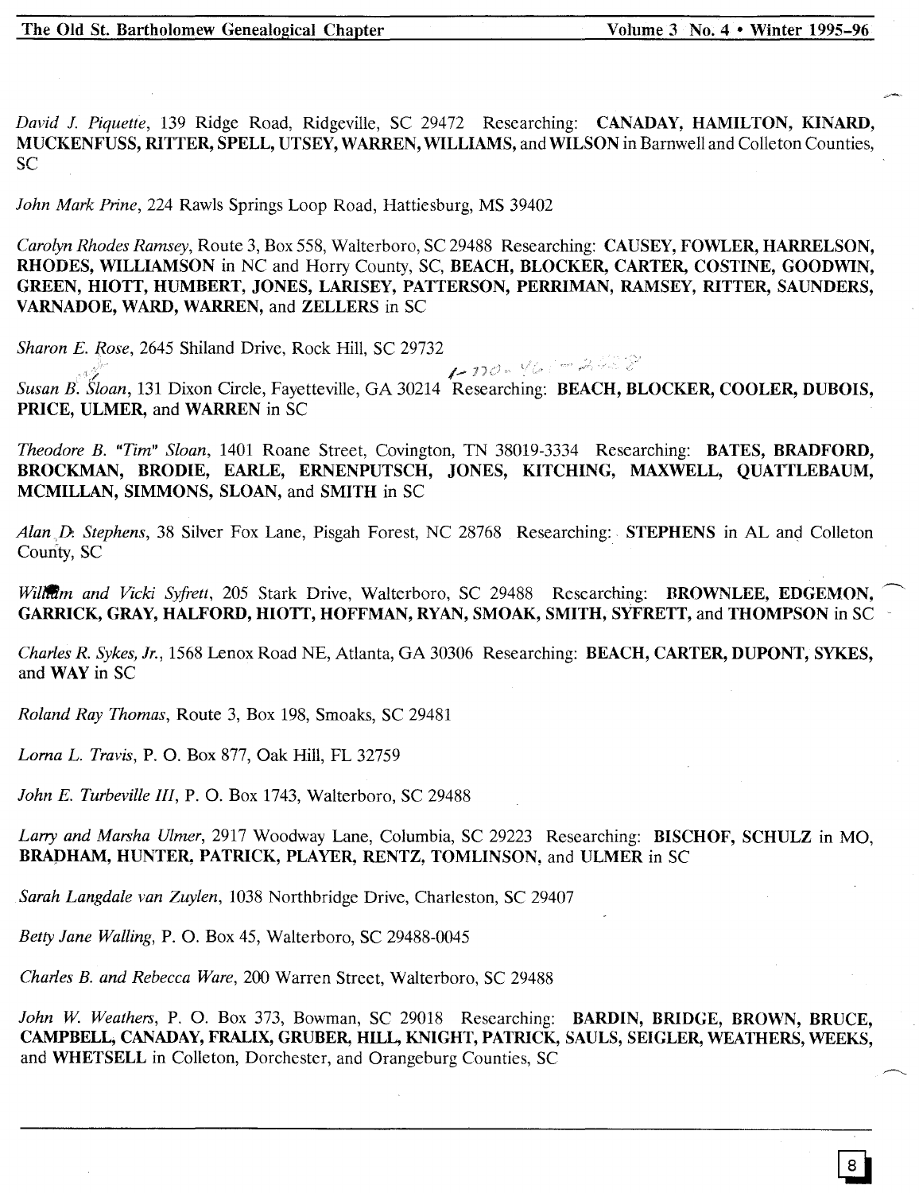*David J. Piquette*, 139 Ridge Road, Ridgeville, SC 29472 Researching: **CANADAY, HAMILTON, KINARD, MUCKENFUSS, RITTER, SPELL, UTSEY, WARREN, WILLIAMS,** and **WILSON** in Barnwell and Colleton Counties, SC

*John Mark Prine*, 224 Rawls Springs Loop Road, Hattiesburg, MS 39402

*Carolyn Rhodes Ramsey*, Route 3, Box 558, Walterboro, SC 29488 Researching: **CAUSEY, FOWLER, HARRELSON, RHODES, WILLIAMSON** in NC and Horry County, SC, **BEACH, BLOCKER, CARTER, COSTINE, GOODWIN, GREEN, HIOTT, HUMBERT, JONES, LARISEY, PATTERSON, PERRIMAN, RAMSEY, RITTER, SAUNDERS, VARNADOE, WARD, WARREN,** and **ZELLERS** in SC

*Sharon E. Rose*, 2645 Shiland Drive, Rock Hill, SC 29732

*Susan B. Sloan*, 131 Dixon Circle, Fayetteville, GA 30214 Researching: **BEACH, BLOCKER, COOLER, DUBOIS, PRICE, ULMER,** and **WARREN** in SC

*Theodore B. "Tim" Sloan*, 1401 Roane Street, Covington, TN 38019-3334 Researching: **BATES, BRADFORD, BROCKMAN, BRODIE, EARLE, ERNENPUTSCH, JONES, KITCHING, MAXWELL, QUATTLEBAUM, MCMILLAN, SIMMONS, SLOAN,** and **SMITH** in SC

*Alan D. Stephens*, 38 Silver Fox Lane, Pisgah Forest, NC 28768 Researching: **STEPHENS** in AL and Colleton County, SC

*William and Vicki Syfrett*, 205 Stark Drive, Walterboro, SC 29488 Researching: **BROWNLEE, EDGEMON, GARRICK, GRAY, HALFORD, HIOTT, HOFFMAN, RYAN, SMOAK, SMITH, SYFRETT,** and **THOMPSON** in SC

*Charles R. Sykes, Jr.*, 1568 Lenox Road NE, Atlanta, GA 30306 Researching: **BEACH, CARTER, DUPONT, SYKES,** and **WAY** in SC

*Roland Ray Thomas*, Route 3, Box 198, Smoaks, SC 29481

*Lorna L. Travis*, P. O. Box 877, Oak Hill, FL 32759

*John E. Turbeville III*, P. O. Box 1743, Walterboro, SC 29488

*Larry and Marsha Ulmer*, 2917 Woodway Lane, Columbia, SC 29223 Researching: **BISCHOF, SCHULZ** in MO, **BRADHAM, HUNTER, PATRICK, PLAYER, RENTZ, TOMLINSON,** and **ULMER** in SC

*Sarah Langdale van Zuylen*, 1038 Northbridge Drive, Charleston, SC 29407

*Betty Jane Walling*, P. O. Box 45, Walterboro, SC 29488-0045

*Charles B. and Rebecca Ware*, 200 Warren Street, Walterboro, SC 29488

*John W. Weathers*, P. O. Box 373, Bowman, SC 29018 Researching: **BARDIN, BRIDGE, BROWN, BRUCE, CAMPBELL, CANADAY, FRALIX, GRUBER, HILL, KNIGHT, PATRICK, SAULS, SEIGLER, WEATHERS, WEEKS,** and **WHETSELL** in Colleton, Dorchester, and Orangeburg Counties, SC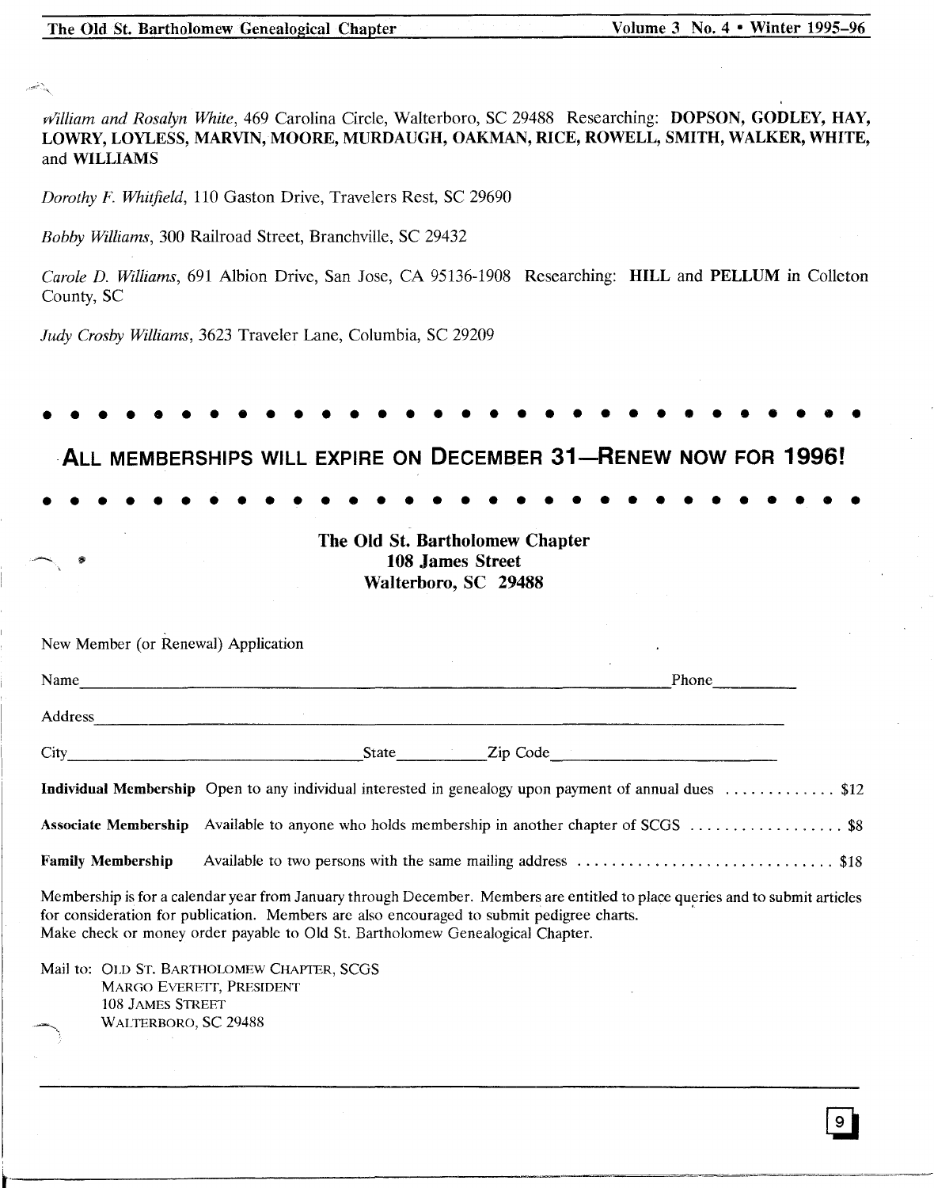*William and Rosalyn White*, 469 Carolina Circle, Walterboro, SC 29488 Researching: **DOPSON, GODLEY, HAY, LOWRY, LOYLESS, MARVIN, MOORE, MURDAUGH, OAKMAN, RICE, ROWELL, SMITH, WALKER, WHITE,** and **WILLIAMS**

*Dorothy F. Whitfield*, 110 Gaston Drive, Travelers Rest, SC 29690

*Bobby Williams*, 300 Railroad Street, Branchville, SC 29432

*Carole D. Williams*, 691 Albion Drive, San Jose, CA 95136-1908 Researching: **HILL** and **PELLUM** in Colleton County, SC

*Judy Crosby Williams*, 3623 Traveler Lane, Columbia, SC 29209

• • • • • • • • • • • • • • • • • • • • • • • • • • • • • • •

## ALL MEMBERSHIPS WILL EXPIRE ON DECEMBER 31—RENEW NOW FOR 1996!

• • • • • • • • • • • • • • • • • • • • • • • • • • • • • • •

**The Old St. Bartholomew Chapter**
**108 James Street**
**Walterboro, SC 29488**

New Member (or Renewal) Application

Name_______________________________________________ Phone__________

Address_______________________________________________

City________________________ State__________ Zip Code____________________

**Individual Membership** Open to any individual interested in genealogy upon payment of annual dues ............ $12

**Associate Membership** Available to anyone who holds membership in another chapter of SCGS .................. $8

**Family Membership** Available to two persons with the same mailing address ............................. $18

Membership is for a calendar year from January through December. Members are entitled to place queries and to submit articles for consideration for publication. Members are also encouraged to submit pedigree charts.
Make check or money order payable to Old St. Bartholomew Genealogical Chapter.

Mail to: OLD ST. BARTHOLOMEW CHAPTER, SCGS
MARGO EVERETT, PRESIDENT
108 JAMES STREET
WALTERBORO, SC 29488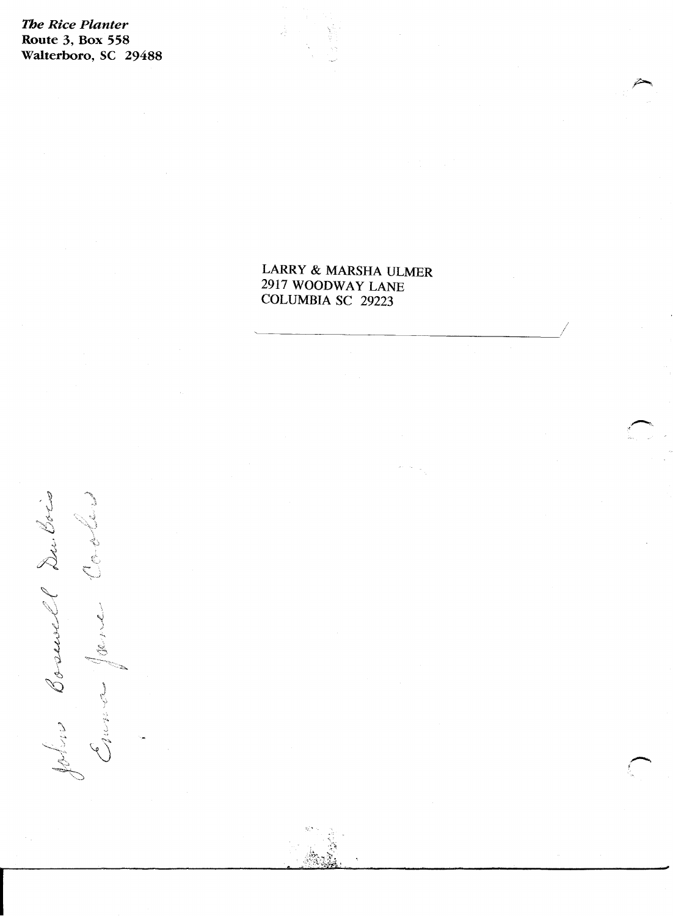*The Rice Planter*
**Route 3, Box 558**
**Walterboro, SC 29488**

LARRY & MARSHA ULMER
2917 WOODWAY LANE
COLUMBIA SC 29223

John Boswell DuBois
Emma Jane Cooler